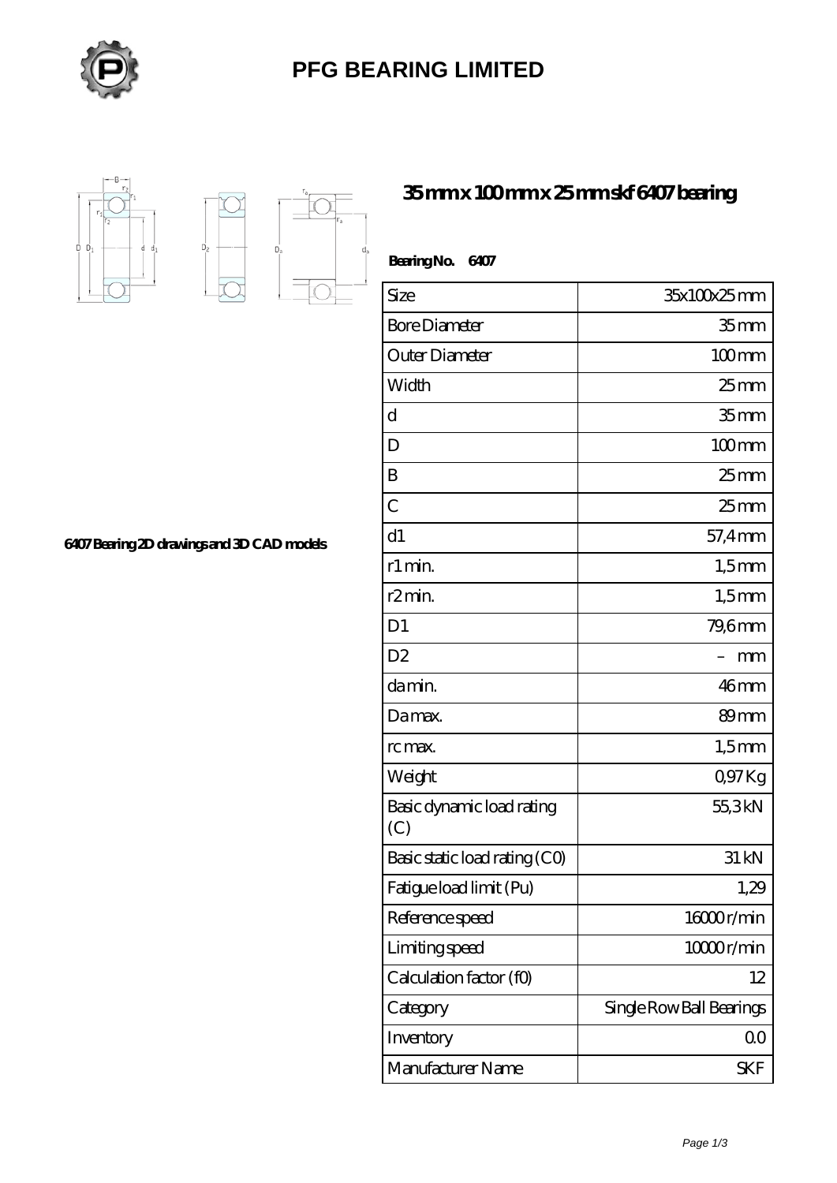# PFG BEARING LIMITED

## 35 mm x 100 mm x 25 mm skf 6407 bearing

6407 Bearing 2D drawings and 3D CAD models

**Bearing No. 6407**

| Size | 35x100x25 mm |
|---|---|
| Bore Diameter | 35 mm |
| Outer Diameter | 100 mm |
| Width | 25 mm |
| d | 35 mm |
| D | 100 mm |
| B | 25 mm |
| C | 25 mm |
| d1 | 57,4 mm |
| r1 min. | 1,5 mm |
| r2 min. | 1,5 mm |
| D1 | 79,6 mm |
| D2 | – mm |
| da min. | 46 mm |
| Da max. | 89 mm |
| rc max. | 1,5 mm |
| Weight | 0,97 Kg |
| Basic dynamic load rating (C) | 55,3 kN |
| Basic static load rating (C0) | 31 kN |
| Fatigue load limit (Pu) | 1,29 |
| Reference speed | 16000 r/min |
| Limiting speed | 10000 r/min |
| Calculation factor (f0) | 12 |
| Category | Single Row Ball Bearings |
| Inventory | 0.0 |
| Manufacturer Name | SKF |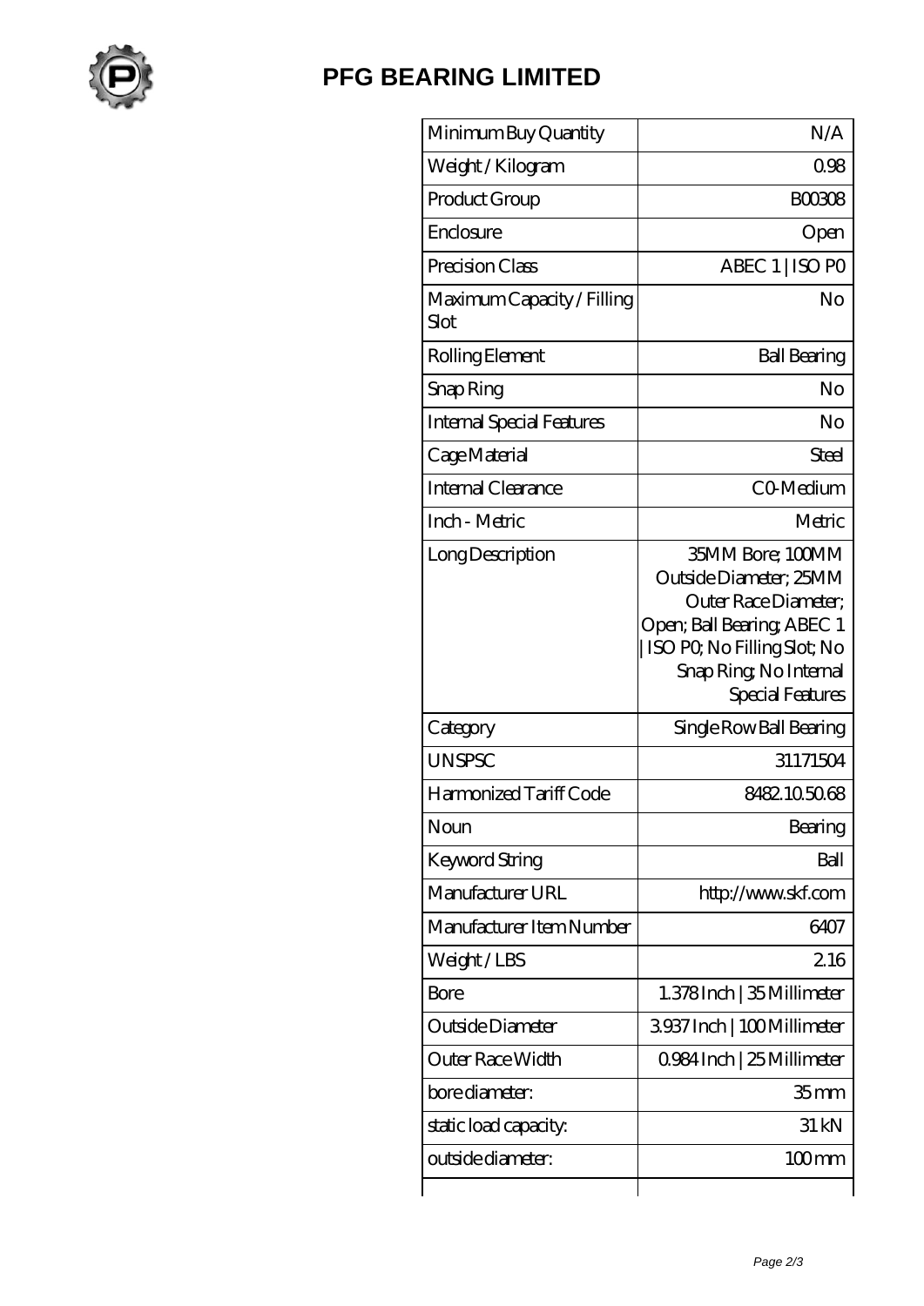# PFG BEARING LIMITED

| | |
|---|---|
| Minimum Buy Quantity | N/A |
| Weight / Kilogram | 0.98 |
| Product Group | B00308 |
| Enclosure | Open |
| Precision Class | ABEC 1 \| ISO P0 |
| Maximum Capacity / Filling Slot | No |
| Rolling Element | Ball Bearing |
| Snap Ring | No |
| Internal Special Features | No |
| Cage Material | Steel |
| Internal Clearance | C0-Medium |
| Inch - Metric | Metric |
| Long Description | 35MM Bore; 100MM Outside Diameter; 25MM Outer Race Diameter; Open; Ball Bearing; ABEC 1 \| ISO P0; No Filling Slot; No Snap Ring; No Internal Special Features |
| Category | Single Row Ball Bearing |
| UNSPSC | 31171504 |
| Harmonized Tariff Code | 8482.10.50.68 |
| Noun | Bearing |
| Keyword String | Ball |
| Manufacturer URL | http://www.skf.com |
| Manufacturer Item Number | 6407 |
| Weight / LBS | 2.16 |
| Bore | 1.378 Inch \| 35 Millimeter |
| Outside Diameter | 3.937 Inch \| 100 Millimeter |
| Outer Race Width | 0.984 Inch \| 25 Millimeter |
| bore diameter: | 35 mm |
| static load capacity: | 31 kN |
| outside diameter: | 100 mm |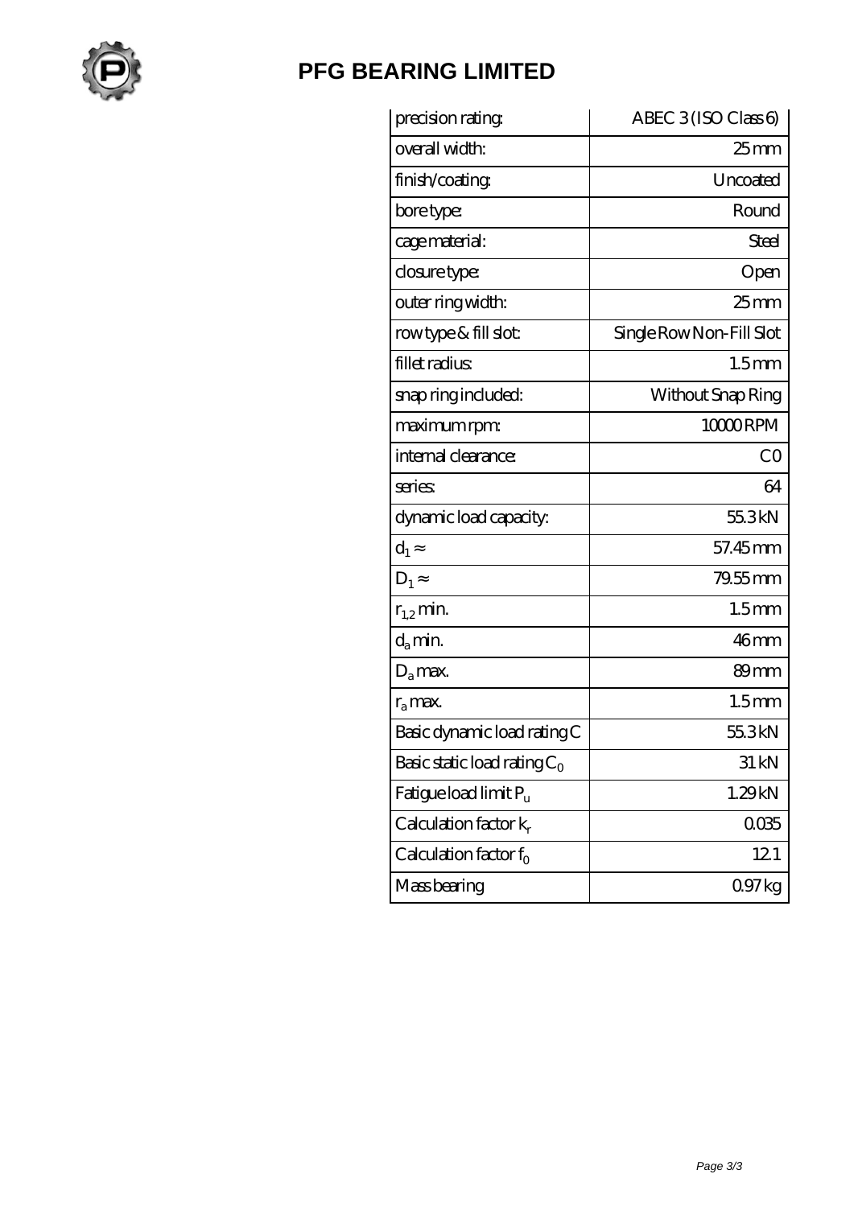# PFG BEARING LIMITED

| | |
|---|---|
| precision rating: | ABEC 3 (ISO Class 6) |
| overall width: | 25 mm |
| finish/coating: | Uncoated |
| bore type: | Round |
| cage material: | Steel |
| closure type: | Open |
| outer ring width: | 25 mm |
| row type & fill slot: | Single Row Non-Fill Slot |
| fillet radius: | 1.5 mm |
| snap ring included: | Without Snap Ring |
| maximum rpm: | 10000 RPM |
| internal clearance: | C0 |
| series: | 64 |
| dynamic load capacity: | 55.3 kN |
| $d_1 \approx$ | 57.45 mm |
| $D_1 \approx$ | 79.55 mm |
| $r_{1,2}$ min. | 1.5 mm |
| $d_a$ min. | 46 mm |
| $D_a$ max. | 89 mm |
| $r_a$ max. | 1.5 mm |
| Basic dynamic load rating C | 55.3 kN |
| Basic static load rating $C_0$ | 31 kN |
| Fatigue load limit $P_u$ | 1.29 kN |
| Calculation factor $k_r$ | 0.035 |
| Calculation factor $f_0$ | 12.1 |
| Mass bearing | 0.97 kg |